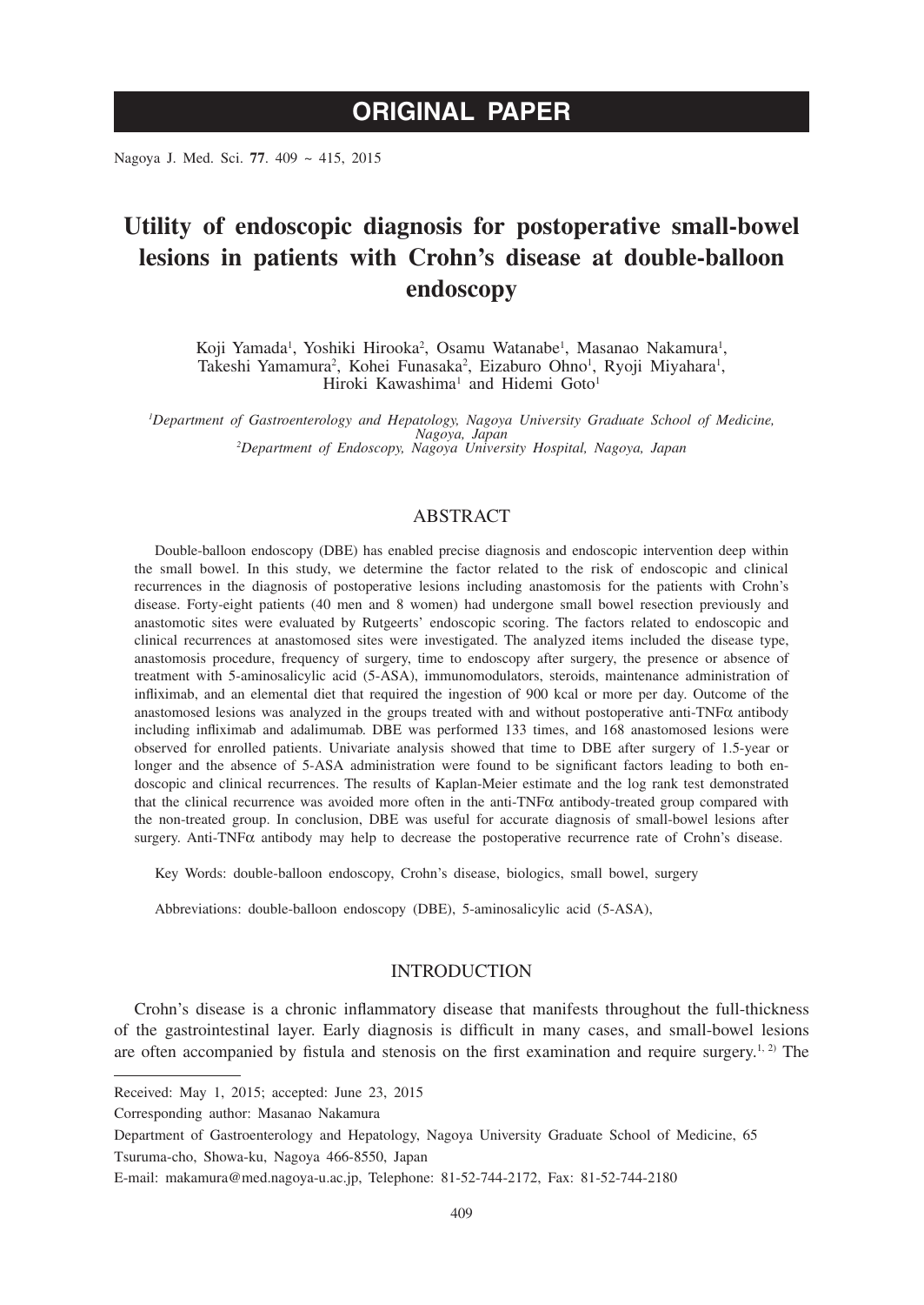# ORIGINAL PAPER

# Utility of endoscopic diagnosis for postoperative small-bowel lesions in patients with Crohn's disease at double-balloon endoscopy

Koji Yamada[1], Yoshiki Hirooka[2], Osamu Watanabe[1], Masanao Nakamura[1], Takeshi Yamamura[2], Kohei Funasaka[2], Eizaburo Ohno[1], Ryoji Miyahara[1], Hiroki Kawashima[1] and Hidemi Goto[1]

*[1]Department of Gastroenterology and Hepatology, Nagoya University Graduate School of Medicine, Nagoya, Japan*
*[2]Department of Endoscopy, Nagoya University Hospital, Nagoya, Japan*

## ABSTRACT

Double-balloon endoscopy (DBE) has enabled precise diagnosis and endoscopic intervention deep within the small bowel. In this study, we determine the factor related to the risk of endoscopic and clinical recurrences in the diagnosis of postoperative lesions including anastomosis for the patients with Crohn's disease. Forty-eight patients (40 men and 8 women) had undergone small bowel resection previously and anastomotic sites were evaluated by Rutgeerts' endoscopic scoring. The factors related to endoscopic and clinical recurrences at anastomosed sites were investigated. The analyzed items included the disease type, anastomosis procedure, frequency of surgery, time to endoscopy after surgery, the presence or absence of treatment with 5-aminosalicylic acid (5-ASA), immunomodulators, steroids, maintenance administration of infliximab, and an elemental diet that required the ingestion of 900 kcal or more per day. Outcome of the anastomosed lesions was analyzed in the groups treated with and without postoperative anti-TNFα antibody including infliximab and adalimumab. DBE was performed 133 times, and 168 anastomosed lesions were observed for enrolled patients. Univariate analysis showed that time to DBE after surgery of 1.5-year or longer and the absence of 5-ASA administration were found to be significant factors leading to both endoscopic and clinical recurrences. The results of Kaplan-Meier estimate and the log rank test demonstrated that the clinical recurrence was avoided more often in the anti-TNFα antibody-treated group compared with the non-treated group. In conclusion, DBE was useful for accurate diagnosis of small-bowel lesions after surgery. Anti-TNFα antibody may help to decrease the postoperative recurrence rate of Crohn's disease.

Key Words: double-balloon endoscopy, Crohn's disease, biologics, small bowel, surgery

Abbreviations: double-balloon endoscopy (DBE), 5-aminosalicylic acid (5-ASA),

## INTRODUCTION

Crohn's disease is a chronic inflammatory disease that manifests throughout the full-thickness of the gastrointestinal layer. Early diagnosis is difficult in many cases, and small-bowel lesions are often accompanied by fistula and stenosis on the first examination and require surgery.[1, 2] The

---

Received: May 1, 2015; accepted: June 23, 2015

Corresponding author: Masanao Nakamura

Department of Gastroenterology and Hepatology, Nagoya University Graduate School of Medicine, 65 Tsuruma-cho, Showa-ku, Nagoya 466-8550, Japan

E-mail: makamura@med.nagoya-u.ac.jp, Telephone: 81-52-744-2172, Fax: 81-52-744-2180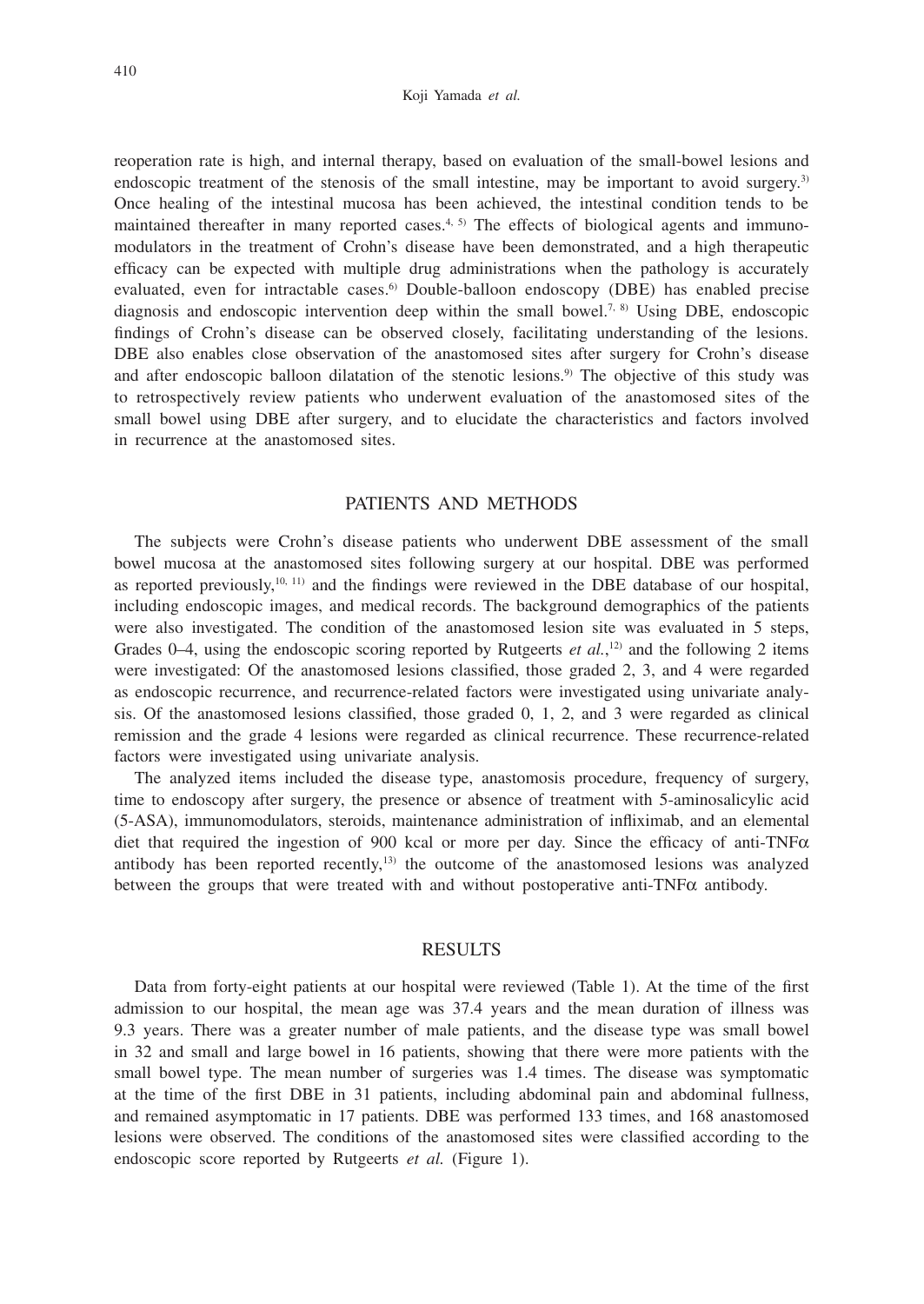reoperation rate is high, and internal therapy, based on evaluation of the small-bowel lesions and endoscopic treatment of the stenosis of the small intestine, may be important to avoid surgery.[3] Once healing of the intestinal mucosa has been achieved, the intestinal condition tends to be maintained thereafter in many reported cases.[4, 5] The effects of biological agents and immunomodulators in the treatment of Crohn's disease have been demonstrated, and a high therapeutic efficacy can be expected with multiple drug administrations when the pathology is accurately evaluated, even for intractable cases.[6] Double-balloon endoscopy (DBE) has enabled precise diagnosis and endoscopic intervention deep within the small bowel.[7, 8] Using DBE, endoscopic findings of Crohn's disease can be observed closely, facilitating understanding of the lesions. DBE also enables close observation of the anastomosed sites after surgery for Crohn's disease and after endoscopic balloon dilatation of the stenotic lesions.[9] The objective of this study was to retrospectively review patients who underwent evaluation of the anastomosed sites of the small bowel using DBE after surgery, and to elucidate the characteristics and factors involved in recurrence at the anastomosed sites.

## PATIENTS AND METHODS

The subjects were Crohn's disease patients who underwent DBE assessment of the small bowel mucosa at the anastomosed sites following surgery at our hospital. DBE was performed as reported previously,[10, 11] and the findings were reviewed in the DBE database of our hospital, including endoscopic images, and medical records. The background demographics of the patients were also investigated. The condition of the anastomosed lesion site was evaluated in 5 steps, Grades 0–4, using the endoscopic scoring reported by Rutgeerts *et al.*,[12] and the following 2 items were investigated: Of the anastomosed lesions classified, those graded 2, 3, and 4 were regarded as endoscopic recurrence, and recurrence-related factors were investigated using univariate analysis. Of the anastomosed lesions classified, those graded 0, 1, 2, and 3 were regarded as clinical remission and the grade 4 lesions were regarded as clinical recurrence. These recurrence-related factors were investigated using univariate analysis.

The analyzed items included the disease type, anastomosis procedure, frequency of surgery, time to endoscopy after surgery, the presence or absence of treatment with 5-aminosalicylic acid (5-ASA), immunomodulators, steroids, maintenance administration of infliximab, and an elemental diet that required the ingestion of 900 kcal or more per day. Since the efficacy of anti-TNF$\alpha$ antibody has been reported recently,[13] the outcome of the anastomosed lesions was analyzed between the groups that were treated with and without postoperative anti-TNF$\alpha$ antibody.

## RESULTS

Data from forty-eight patients at our hospital were reviewed (Table 1). At the time of the first admission to our hospital, the mean age was 37.4 years and the mean duration of illness was 9.3 years. There was a greater number of male patients, and the disease type was small bowel in 32 and small and large bowel in 16 patients, showing that there were more patients with the small bowel type. The mean number of surgeries was 1.4 times. The disease was symptomatic at the time of the first DBE in 31 patients, including abdominal pain and abdominal fullness, and remained asymptomatic in 17 patients. DBE was performed 133 times, and 168 anastomosed lesions were observed. The conditions of the anastomosed sites were classified according to the endoscopic score reported by Rutgeerts *et al.* (Figure 1).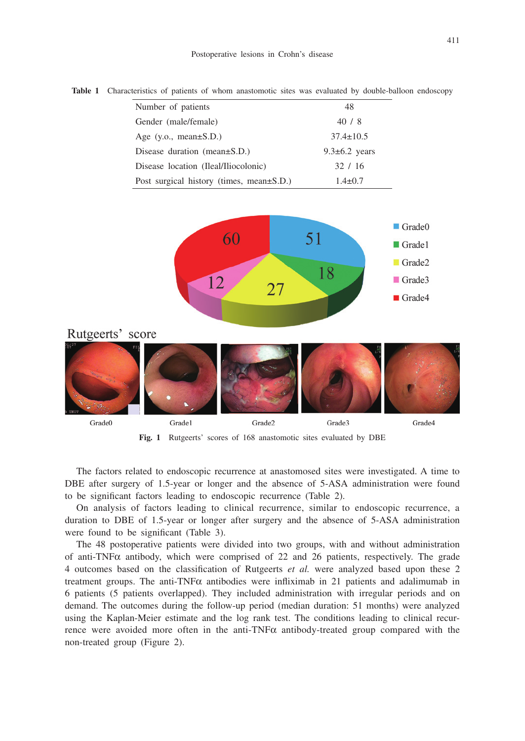**Table 1** Characteristics of patients of whom anastomotic sites was evaluated by double-balloon endoscopy

| | |
|---|---|
| Number of patients | 48 |
| Gender (male/female) | 40 / 8 |
| Age (y.o., mean±S.D.) | 37.4±10.5 |
| Disease duration (mean±S.D.) | 9.3±6.2 years |
| Disease location (Ileal/Iliocolonic) | 32 / 16 |
| Post surgical history (times, mean±S.D.) | 1.4±0.7 |

**Fig. 1** Rutgeerts' scores of 168 anastomotic sites evaluated by DBE

The factors related to endoscopic recurrence at anastomosed sites were investigated. A time to DBE after surgery of 1.5-year or longer and the absence of 5-ASA administration were found to be significant factors leading to endoscopic recurrence (Table 2).

On analysis of factors leading to clinical recurrence, similar to endoscopic recurrence, a duration to DBE of 1.5-year or longer after surgery and the absence of 5-ASA administration were found to be significant (Table 3).

The 48 postoperative patients were divided into two groups, with and without administration of anti-TNFα antibody, which were comprised of 22 and 26 patients, respectively. The grade 4 outcomes based on the classification of Rutgeerts *et al.* were analyzed based upon these 2 treatment groups. The anti-TNFα antibodies were infliximab in 21 patients and adalimumab in 6 patients (5 patients overlapped). They included administration with irregular periods and on demand. The outcomes during the follow-up period (median duration: 51 months) were analyzed using the Kaplan-Meier estimate and the log rank test. The conditions leading to clinical recurrence were avoided more often in the anti-TNFα antibody-treated group compared with the non-treated group (Figure 2).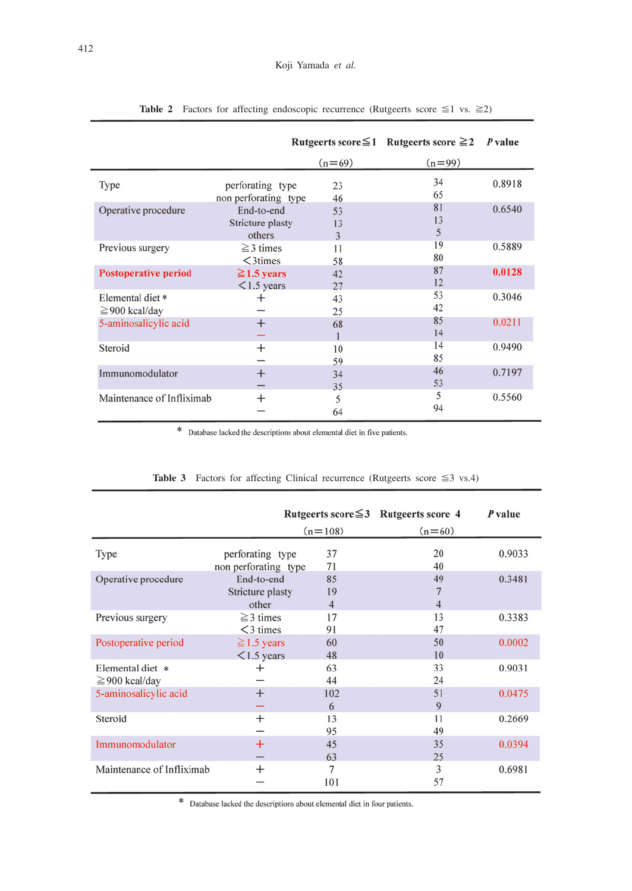**Table 2** Factors for affecting endoscopic recurrence (Rutgeerts score ≦1 vs. ≧2)

| | | Rutgeerts score≦1 (n=69) | Rutgeerts score ≧2 (n=99) | *P* value |
|---|---|---|---|---|
| Type | perforating type | 23 | 34 | 0.8918 |
| | non perforating type | 46 | 65 | |
| Operative procedure | End-to-end | 53 | 81 | 0.6540 |
| | Stricture plasty | 13 | 13 | |
| | others | 3 | 5 | |
| Previous surgery | ≧3 times | 11 | 19 | 0.5889 |
| | <3times | 58 | 80 | |
| **Postoperative period** | **≧1.5 years** | 42 | 87 | **0.0128** |
| | <1.5 years | 27 | 12 | |
| Elemental diet * ≧900 kcal/day | + | 43 | 53 | 0.3046 |
| | − | 25 | 42 | |
| 5-aminosalicylic acid | + | 68 | 85 | 0.0211 |
| | − | 1 | 14 | |
| Steroid | + | 10 | 14 | 0.9490 |
| | − | 59 | 85 | |
| Immunomodulator | + | 34 | 46 | 0.7197 |
| | − | 35 | 53 | |
| Maintenance of Infliximab | + | 5 | 5 | 0.5560 |
| | − | 64 | 94 | |

\* Database lacked the descriptions about elemental diet in five patients.

**Table 3** Factors for affecting Clinical recurrence (Rutgeerts score ≦3 vs.4)

| | | Rutgeerts score≦3 (n=108) | Rutgeerts score 4 (n=60) | *P* value |
|---|---|---|---|---|
| Type | perforating type | 37 | 20 | 0.9033 |
| | non perforating type | 71 | 40 | |
| Operative procedure | End-to-end | 85 | 49 | 0.3481 |
| | Stricture plasty | 19 | 7 | |
| | other | 4 | 4 | |
| Previous surgery | ≧3 times | 17 | 13 | 0.3383 |
| | <3 times | 91 | 47 | |
| Postoperative period | ≧1.5 years | 60 | 50 | 0.0002 |
| | <1.5 years | 48 | 10 | |
| Elemental diet * ≧900 kcal/day | + | 63 | 33 | 0.9031 |
| | − | 44 | 24 | |
| 5-aminosalicylic acid | + | 102 | 51 | 0.0475 |
| | − | 6 | 9 | |
| Steroid | + | 13 | 11 | 0.2669 |
| | − | 95 | 49 | |
| Immunomodulator | + | 45 | 35 | 0.0394 |
| | − | 63 | 25 | |
| Maintenance of Infliximab | + | 7 | 3 | 0.6981 |
| | − | 101 | 57 | |

\* Database lacked the descriptions about elemental diet in four patients.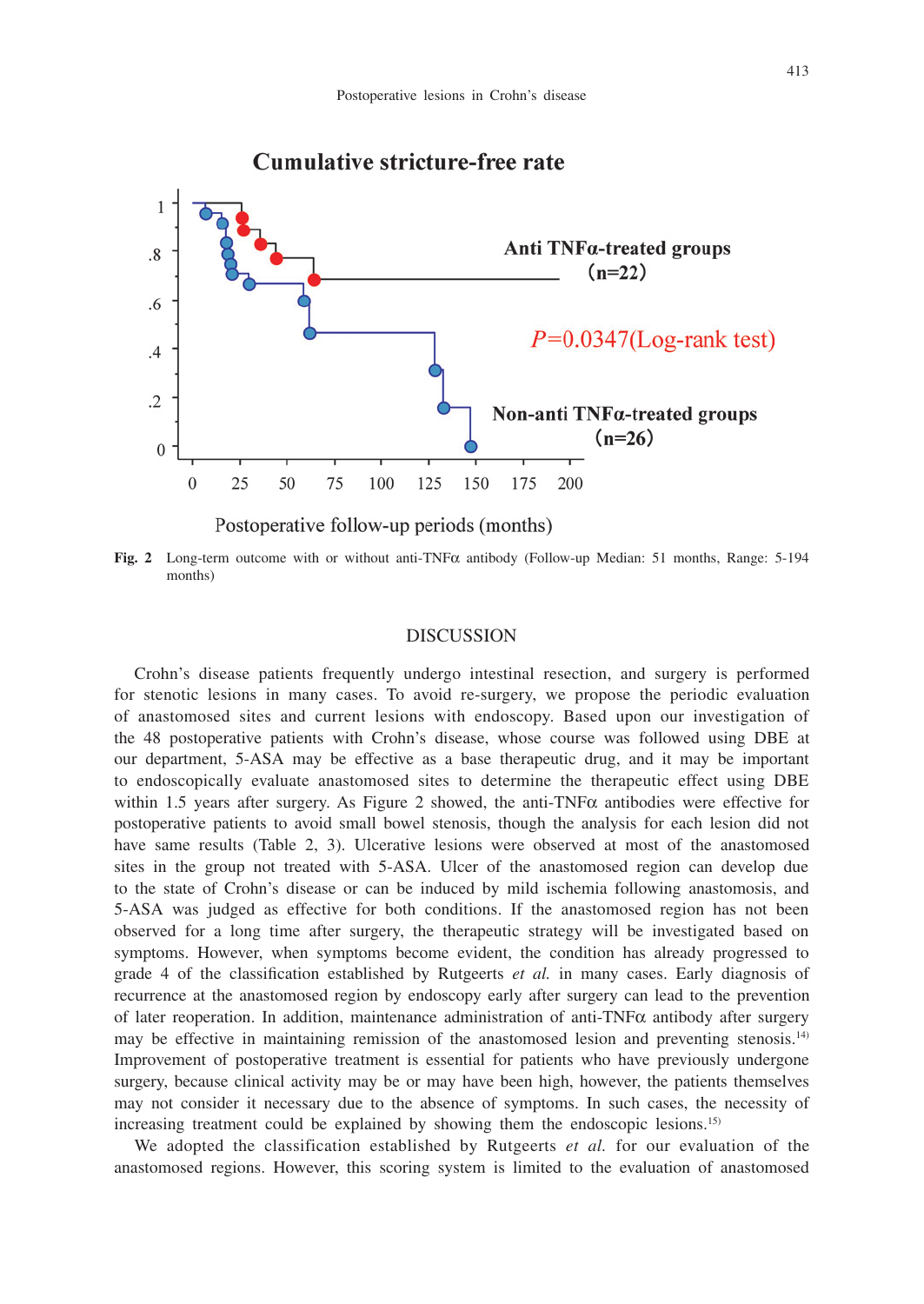**Fig. 2** Long-term outcome with or without anti-TNFα antibody (Follow-up Median: 51 months, Range: 5-194 months)

## DISCUSSION

Crohn's disease patients frequently undergo intestinal resection, and surgery is performed for stenotic lesions in many cases. To avoid re-surgery, we propose the periodic evaluation of anastomosed sites and current lesions with endoscopy. Based upon our investigation of the 48 postoperative patients with Crohn's disease, whose course was followed using DBE at our department, 5-ASA may be effective as a base therapeutic drug, and it may be important to endoscopically evaluate anastomosed sites to determine the therapeutic effect using DBE within 1.5 years after surgery. As Figure 2 showed, the anti-TNFα antibodies were effective for postoperative patients to avoid small bowel stenosis, though the analysis for each lesion did not have same results (Table 2, 3). Ulcerative lesions were observed at most of the anastomosed sites in the group not treated with 5-ASA. Ulcer of the anastomosed region can develop due to the state of Crohn's disease or can be induced by mild ischemia following anastomosis, and 5-ASA was judged as effective for both conditions. If the anastomosed region has not been observed for a long time after surgery, the therapeutic strategy will be investigated based on symptoms. However, when symptoms become evident, the condition has already progressed to grade 4 of the classification established by Rutgeerts *et al.* in many cases. Early diagnosis of recurrence at the anastomosed region by endoscopy early after surgery can lead to the prevention of later reoperation. In addition, maintenance administration of anti-TNFα antibody after surgery may be effective in maintaining remission of the anastomosed lesion and preventing stenosis.[14] Improvement of postoperative treatment is essential for patients who have previously undergone surgery, because clinical activity may be or may have been high, however, the patients themselves may not consider it necessary due to the absence of symptoms. In such cases, the necessity of increasing treatment could be explained by showing them the endoscopic lesions.[15]

We adopted the classification established by Rutgeerts *et al.* for our evaluation of the anastomosed regions. However, this scoring system is limited to the evaluation of anastomosed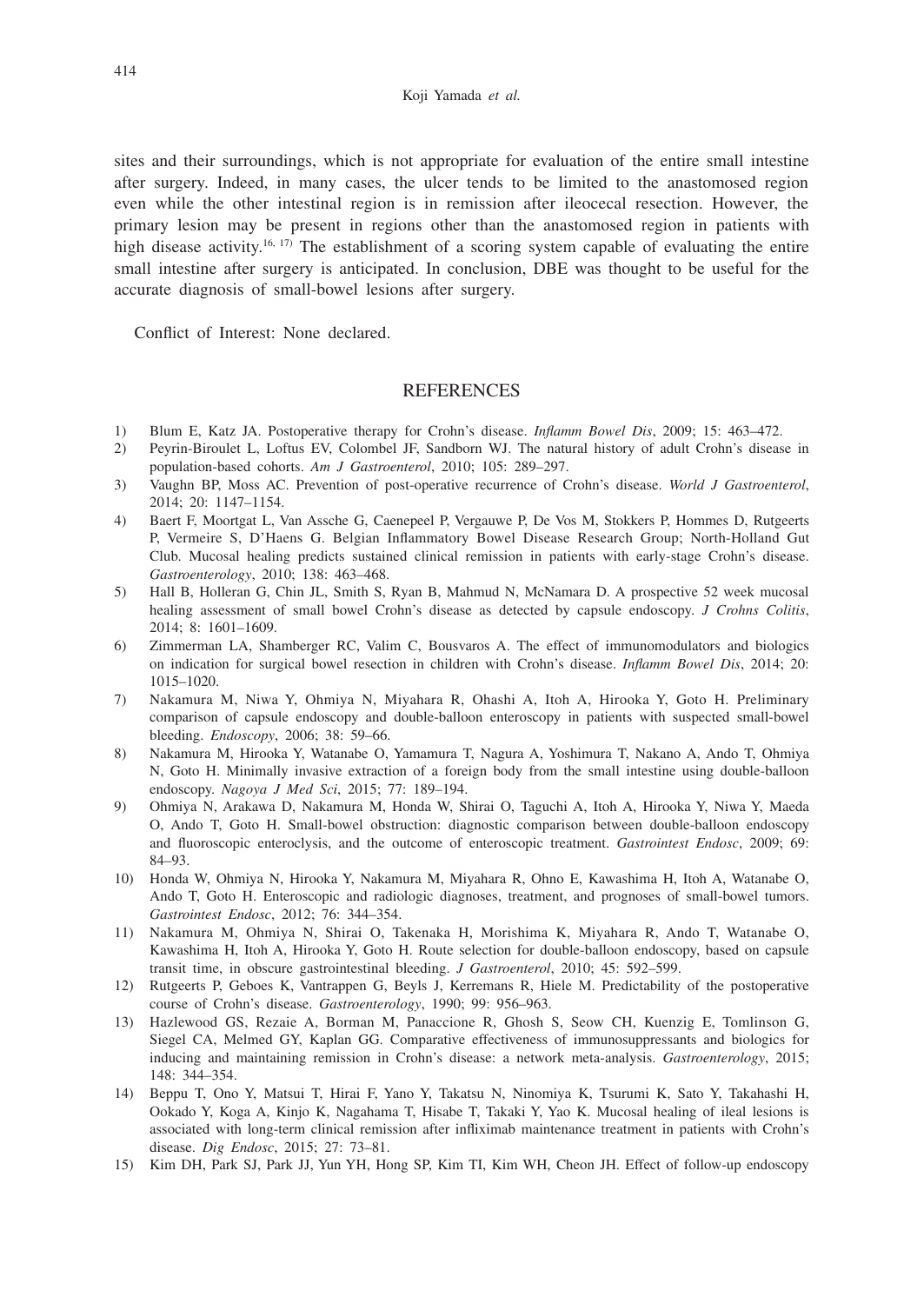sites and their surroundings, which is not appropriate for evaluation of the entire small intestine after surgery. Indeed, in many cases, the ulcer tends to be limited to the anastomosed region even while the other intestinal region is in remission after ileocecal resection. However, the primary lesion may be present in regions other than the anastomosed region in patients with high disease activity.[16, 17] The establishment of a scoring system capable of evaluating the entire small intestine after surgery is anticipated. In conclusion, DBE was thought to be useful for the accurate diagnosis of small-bowel lesions after surgery.

Conflict of Interest: None declared.

## REFERENCES

1) Blum E, Katz JA. Postoperative therapy for Crohn's disease. *Inflamm Bowel Dis*, 2009; 15: 463–472.
2) Peyrin-Biroulet L, Loftus EV, Colombel JF, Sandborn WJ. The natural history of adult Crohn's disease in population-based cohorts. *Am J Gastroenterol*, 2010; 105: 289–297.
3) Vaughn BP, Moss AC. Prevention of post-operative recurrence of Crohn's disease. *World J Gastroenterol*, 2014; 20: 1147–1154.
4) Baert F, Moortgat L, Van Assche G, Caenepeel P, Vergauwe P, De Vos M, Stokkers P, Hommes D, Rutgeerts P, Vermeire S, D'Haens G. Belgian Inflammatory Bowel Disease Research Group; North-Holland Gut Club. Mucosal healing predicts sustained clinical remission in patients with early-stage Crohn's disease. *Gastroenterology*, 2010; 138: 463–468.
5) Hall B, Holleran G, Chin JL, Smith S, Ryan B, Mahmud N, McNamara D. A prospective 52 week mucosal healing assessment of small bowel Crohn's disease as detected by capsule endoscopy. *J Crohns Colitis*, 2014; 8: 1601–1609.
6) Zimmerman LA, Shamberger RC, Valim C, Bousvaros A. The effect of immunomodulators and biologics on indication for surgical bowel resection in children with Crohn's disease. *Inflamm Bowel Dis*, 2014; 20: 1015–1020.
7) Nakamura M, Niwa Y, Ohmiya N, Miyahara R, Ohashi A, Itoh A, Hirooka Y, Goto H. Preliminary comparison of capsule endoscopy and double-balloon enteroscopy in patients with suspected small-bowel bleeding. *Endoscopy*, 2006; 38: 59–66.
8) Nakamura M, Hirooka Y, Watanabe O, Yamamura T, Nagura A, Yoshimura T, Nakano A, Ando T, Ohmiya N, Goto H. Minimally invasive extraction of a foreign body from the small intestine using double-balloon endoscopy. *Nagoya J Med Sci*, 2015; 77: 189–194.
9) Ohmiya N, Arakawa D, Nakamura M, Honda W, Shirai O, Taguchi A, Itoh A, Hirooka Y, Niwa Y, Maeda O, Ando T, Goto H. Small-bowel obstruction: diagnostic comparison between double-balloon endoscopy and fluoroscopic enteroclysis, and the outcome of enteroscopic treatment. *Gastrointest Endosc*, 2009; 69: 84–93.
10) Honda W, Ohmiya N, Hirooka Y, Nakamura M, Miyahara R, Ohno E, Kawashima H, Itoh A, Watanabe O, Ando T, Goto H. Enteroscopic and radiologic diagnoses, treatment, and prognoses of small-bowel tumors. *Gastrointest Endosc*, 2012; 76: 344–354.
11) Nakamura M, Ohmiya N, Shirai O, Takenaka H, Morishima K, Miyahara R, Ando T, Watanabe O, Kawashima H, Itoh A, Hirooka Y, Goto H. Route selection for double-balloon endoscopy, based on capsule transit time, in obscure gastrointestinal bleeding. *J Gastroenterol*, 2010; 45: 592–599.
12) Rutgeerts P, Geboes K, Vantrappen G, Beyls J, Kerremans R, Hiele M. Predictability of the postoperative course of Crohn's disease. *Gastroenterology*, 1990; 99: 956–963.
13) Hazlewood GS, Rezaie A, Borman M, Panaccione R, Ghosh S, Seow CH, Kuenzig E, Tomlinson G, Siegel CA, Melmed GY, Kaplan GG. Comparative effectiveness of immunosuppressants and biologics for inducing and maintaining remission in Crohn's disease: a network meta-analysis. *Gastroenterology*, 2015; 148: 344–354.
14) Beppu T, Ono Y, Matsui T, Hirai F, Yano Y, Takatsu N, Ninomiya K, Tsurumi K, Sato Y, Takahashi H, Ookado Y, Koga A, Kinjo K, Nagahama T, Hisabe T, Takaki Y, Yao K. Mucosal healing of ileal lesions is associated with long-term clinical remission after infliximab maintenance treatment in patients with Crohn's disease. *Dig Endosc*, 2015; 27: 73–81.
15) Kim DH, Park SJ, Park JJ, Yun YH, Hong SP, Kim TI, Kim WH, Cheon JH. Effect of follow-up endoscopy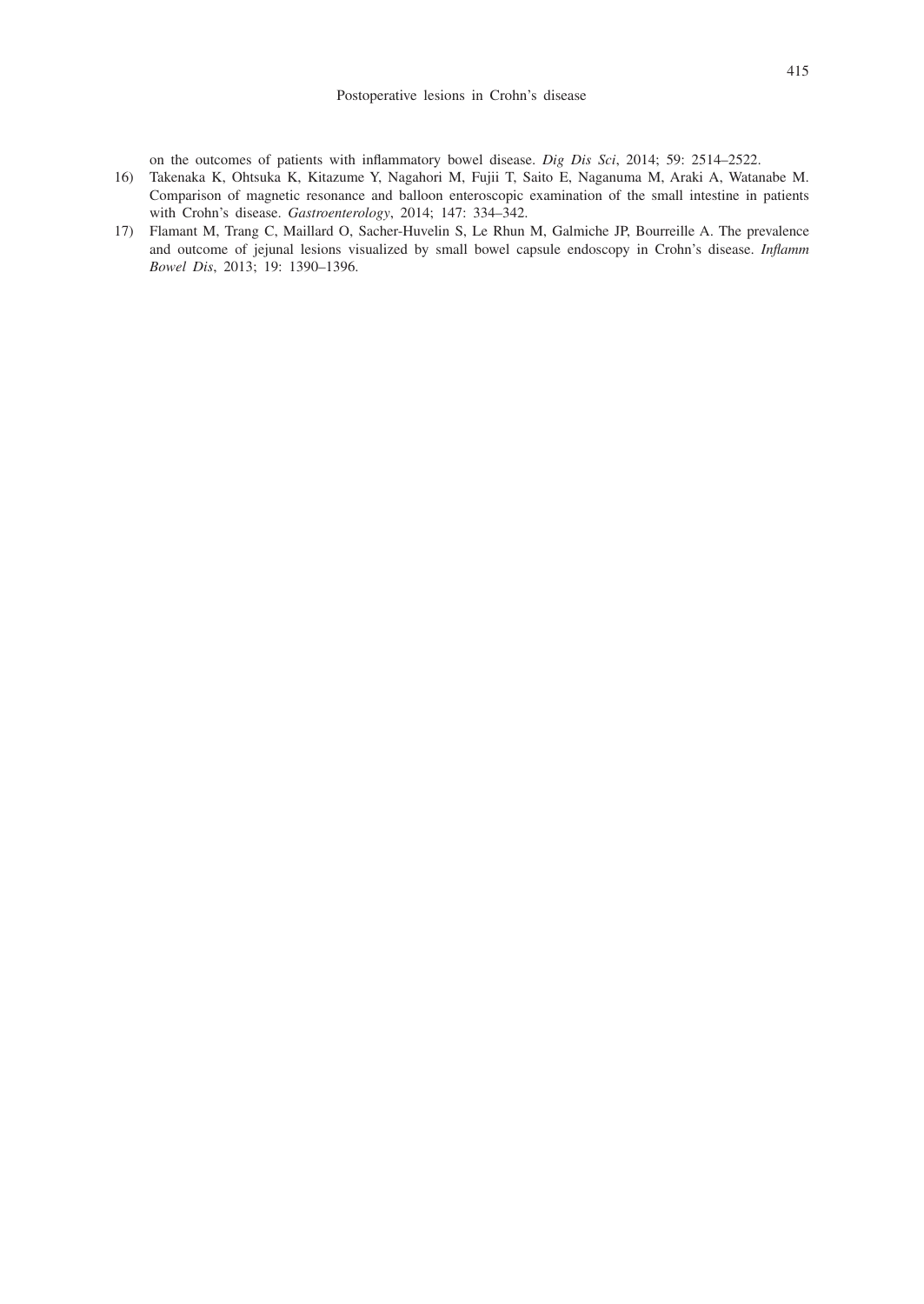on the outcomes of patients with inflammatory bowel disease. *Dig Dis Sci*, 2014; 59: 2514–2522.

16) Takenaka K, Ohtsuka K, Kitazume Y, Nagahori M, Fujii T, Saito E, Naganuma M, Araki A, Watanabe M. Comparison of magnetic resonance and balloon enteroscopic examination of the small intestine in patients with Crohn's disease. *Gastroenterology*, 2014; 147: 334–342.

17) Flamant M, Trang C, Maillard O, Sacher-Huvelin S, Le Rhun M, Galmiche JP, Bourreille A. The prevalence and outcome of jejunal lesions visualized by small bowel capsule endoscopy in Crohn's disease. *Inflamm Bowel Dis*, 2013; 19: 1390–1396.